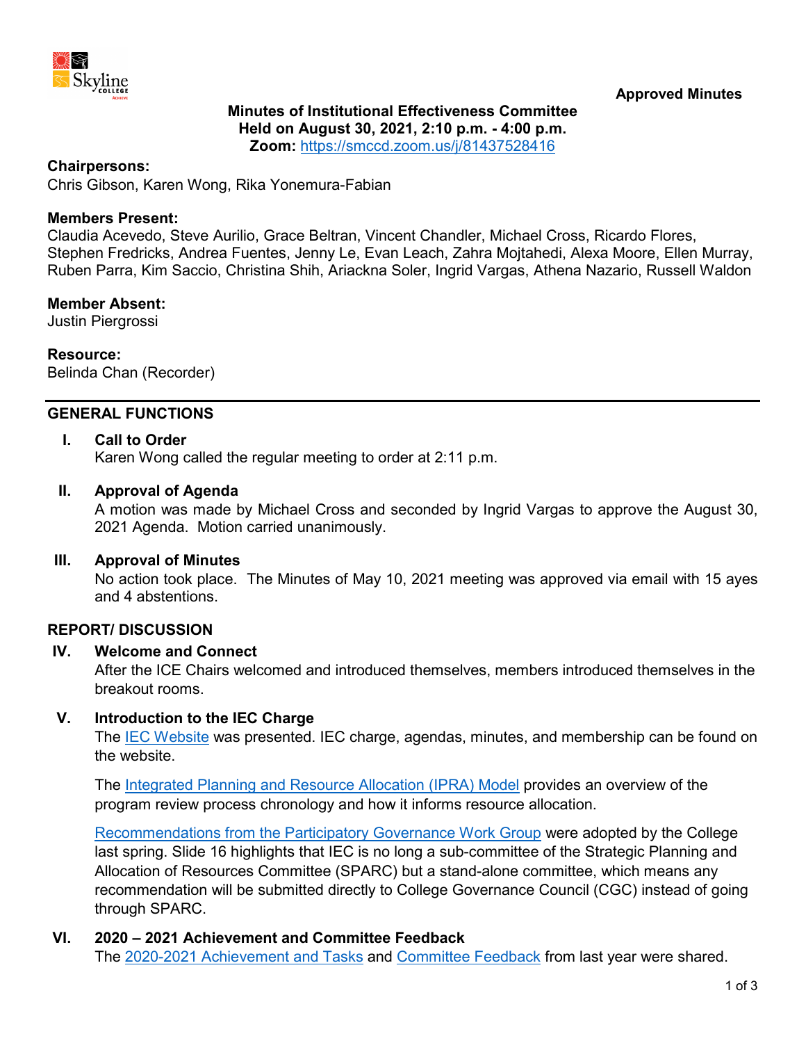**Approved Minutes**

**Minutes of Institutional Effectiveness Committee**
**Held on August 30, 2021, 2:10 p.m. - 4:00 p.m.**
**Zoom:** https://smccd.zoom.us/j/81437528416

**Chairpersons:**
Chris Gibson, Karen Wong, Rika Yonemura-Fabian

**Members Present:**
Claudia Acevedo, Steve Aurilio, Grace Beltran, Vincent Chandler, Michael Cross, Ricardo Flores, Stephen Fredricks, Andrea Fuentes, Jenny Le, Evan Leach, Zahra Mojtahedi, Alexa Moore, Ellen Murray, Ruben Parra, Kim Saccio, Christina Shih, Ariackna Soler, Ingrid Vargas, Athena Nazario, Russell Waldon

**Member Absent:**
Justin Piergrossi

**Resource:**
Belinda Chan (Recorder)

## GENERAL FUNCTIONS

**I. Call to Order**
Karen Wong called the regular meeting to order at 2:11 p.m.

**II. Approval of Agenda**
A motion was made by Michael Cross and seconded by Ingrid Vargas to approve the August 30, 2021 Agenda. Motion carried unanimously.

**III. Approval of Minutes**
No action took place. The Minutes of May 10, 2021 meeting was approved via email with 15 ayes and 4 abstentions.

## REPORT/ DISCUSSION

**IV. Welcome and Connect**
After the ICE Chairs welcomed and introduced themselves, members introduced themselves in the breakout rooms.

**V. Introduction to the IEC Charge**
The IEC Website was presented. IEC charge, agendas, minutes, and membership can be found on the website.

The Integrated Planning and Resource Allocation (IPRA) Model provides an overview of the program review process chronology and how it informs resource allocation.

Recommendations from the Participatory Governance Work Group were adopted by the College last spring. Slide 16 highlights that IEC is no long a sub-committee of the Strategic Planning and Allocation of Resources Committee (SPARC) but a stand-alone committee, which means any recommendation will be submitted directly to College Governance Council (CGC) instead of going through SPARC.

**VI. 2020 – 2021 Achievement and Committee Feedback**
The 2020-2021 Achievement and Tasks and Committee Feedback from last year were shared.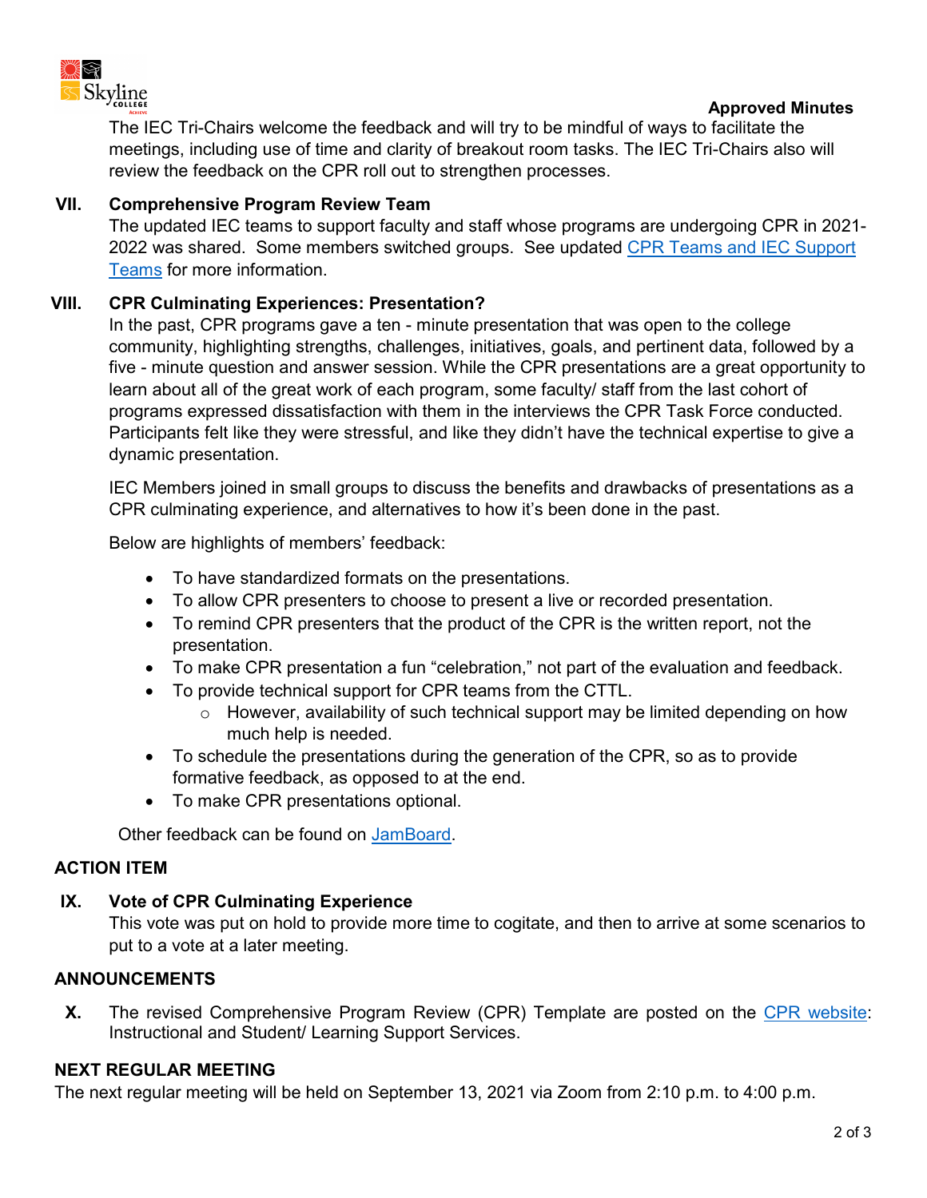The IEC Tri-Chairs welcome the feedback and will try to be mindful of ways to facilitate the meetings, including use of time and clarity of breakout room tasks. The IEC Tri-Chairs also will review the feedback on the CPR roll out to strengthen processes.

## VII. Comprehensive Program Review Team

The updated IEC teams to support faculty and staff whose programs are undergoing CPR in 2021-2022 was shared. Some members switched groups. See updated [CPR Teams and IEC Support Teams]() for more information.

## VIII. CPR Culminating Experiences: Presentation?

In the past, CPR programs gave a ten - minute presentation that was open to the college community, highlighting strengths, challenges, initiatives, goals, and pertinent data, followed by a five - minute question and answer session. While the CPR presentations are a great opportunity to learn about all of the great work of each program, some faculty/ staff from the last cohort of programs expressed dissatisfaction with them in the interviews the CPR Task Force conducted. Participants felt like they were stressful, and like they didn't have the technical expertise to give a dynamic presentation.

IEC Members joined in small groups to discuss the benefits and drawbacks of presentations as a CPR culminating experience, and alternatives to how it's been done in the past.

Below are highlights of members' feedback:

- To have standardized formats on the presentations.
- To allow CPR presenters to choose to present a live or recorded presentation.
- To remind CPR presenters that the product of the CPR is the written report, not the presentation.
- To make CPR presentation a fun "celebration," not part of the evaluation and feedback.
- To provide technical support for CPR teams from the CTTL.
  - However, availability of such technical support may be limited depending on how much help is needed.
- To schedule the presentations during the generation of the CPR, so as to provide formative feedback, as opposed to at the end.
- To make CPR presentations optional.

Other feedback can be found on [JamBoard]().

## ACTION ITEM

## IX. Vote of CPR Culminating Experience

This vote was put on hold to provide more time to cogitate, and then to arrive at some scenarios to put to a vote at a later meeting.

## ANNOUNCEMENTS

**X.** The revised Comprehensive Program Review (CPR) Template are posted on the [CPR website](): Instructional and Student/ Learning Support Services.

## NEXT REGULAR MEETING

The next regular meeting will be held on September 13, 2021 via Zoom from 2:10 p.m. to 4:00 p.m.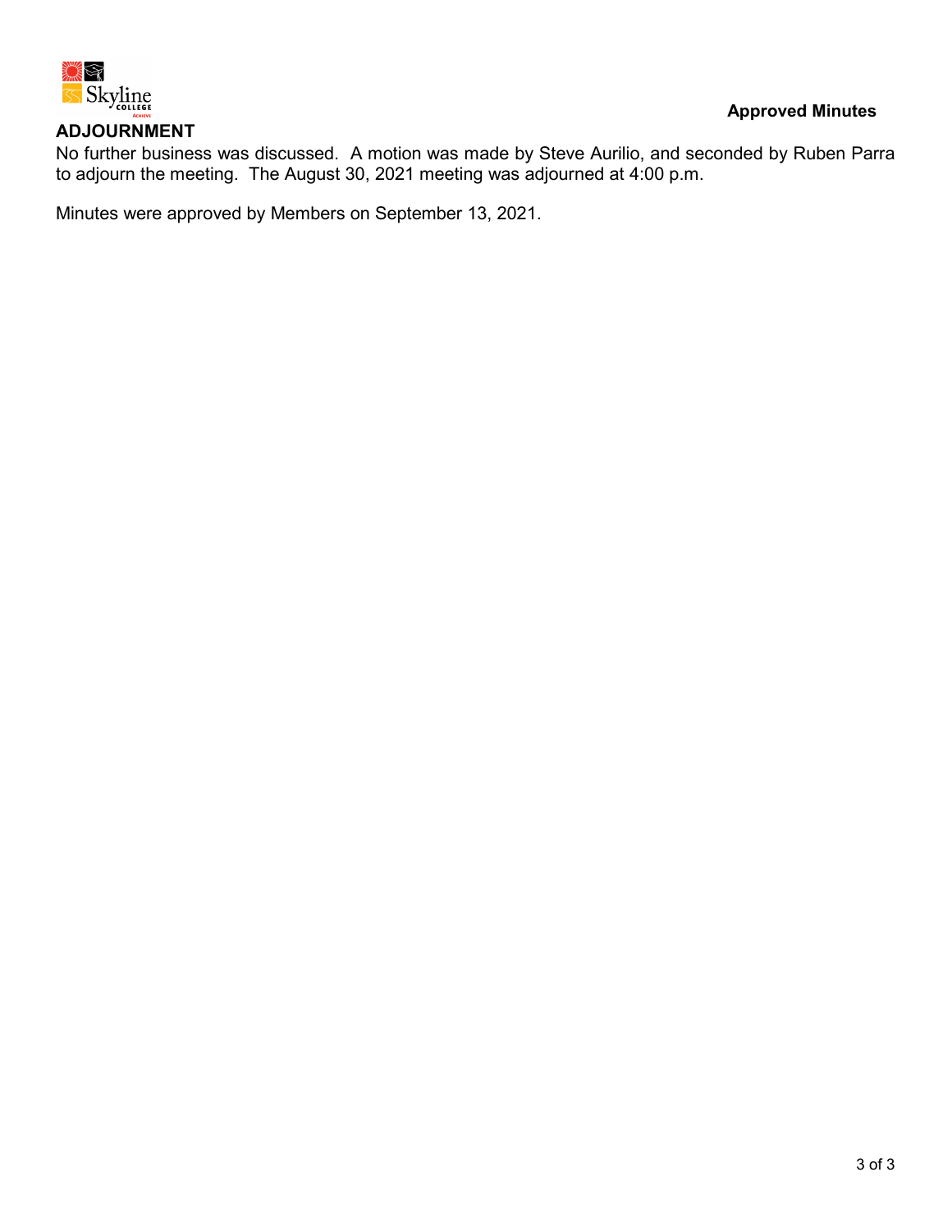**Approved Minutes**

## ADJOURNMENT

No further business was discussed. A motion was made by Steve Aurilio, and seconded by Ruben Parra to adjourn the meeting. The August 30, 2021 meeting was adjourned at 4:00 p.m.

Minutes were approved by Members on September 13, 2021.